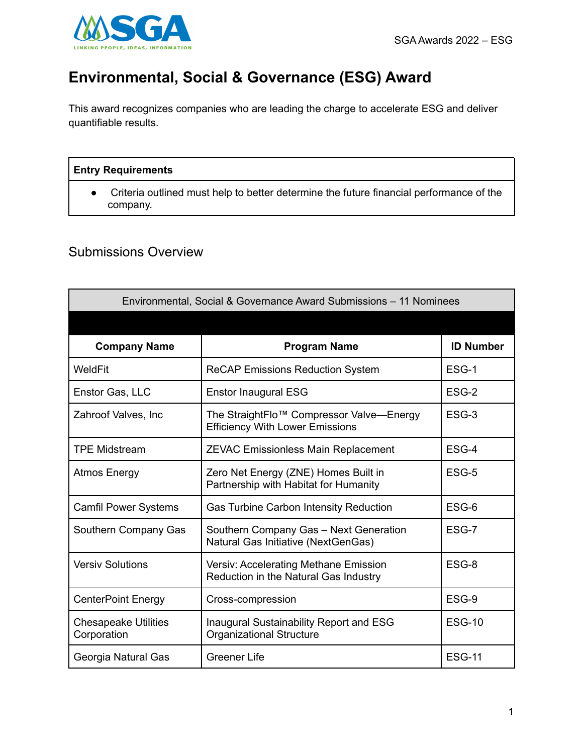# Environmental, Social & Governance (ESG) Award

This award recognizes companies who are leading the charge to accelerate ESG and deliver quantifiable results.

| **Entry Requirements** |
| --- |
| • Criteria outlined must help to better determine the future financial performance of the company. |

## Submissions Overview

| Environmental, Social & Governance Award Submissions – 11 Nominees | | |
| --- | --- | --- |
| **Company Name** | **Program Name** | **ID Number** |
| WeldFit | ReCAP Emissions Reduction System | ESG-1 |
| Enstor Gas, LLC | Enstor Inaugural ESG | ESG-2 |
| Zahroof Valves, Inc | The StraightFlo™ Compressor Valve—Energy Efficiency With Lower Emissions | ESG-3 |
| TPE Midstream | ZEVAC Emissionless Main Replacement | ESG-4 |
| Atmos Energy | Zero Net Energy (ZNE) Homes Built in Partnership with Habitat for Humanity | ESG-5 |
| Camfil Power Systems | Gas Turbine Carbon Intensity Reduction | ESG-6 |
| Southern Company Gas | Southern Company Gas – Next Generation Natural Gas Initiative (NextGenGas) | ESG-7 |
| Versiv Solutions | Versiv: Accelerating Methane Emission Reduction in the Natural Gas Industry | ESG-8 |
| CenterPoint Energy | Cross-compression | ESG-9 |
| Chesapeake Utilities Corporation | Inaugural Sustainability Report and ESG Organizational Structure | ESG-10 |
| Georgia Natural Gas | Greener Life | ESG-11 |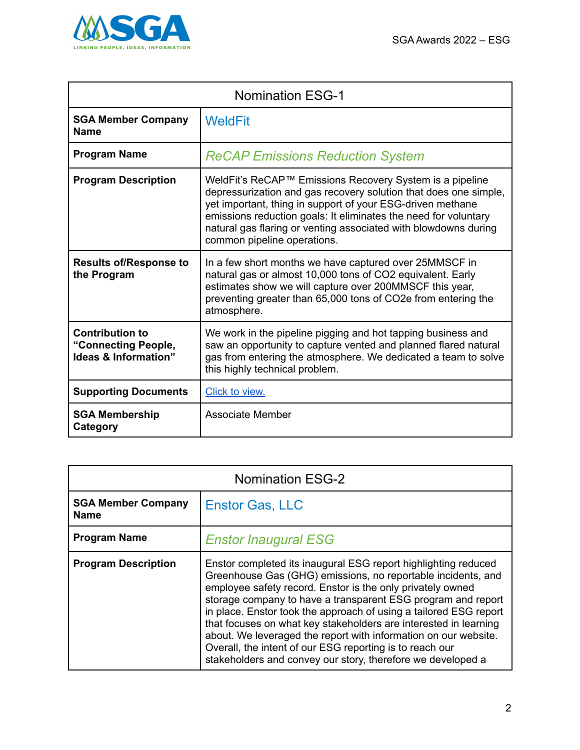| Nomination ESG-1 | |
|---|---|
| **SGA Member Company Name** | WeldFit |
| **Program Name** | *ReCAP Emissions Reduction System* |
| **Program Description** | WeldFit's ReCAP™ Emissions Recovery System is a pipeline depressurization and gas recovery solution that does one simple, yet important, thing in support of your ESG-driven methane emissions reduction goals: It eliminates the need for voluntary natural gas flaring or venting associated with blowdowns during common pipeline operations. |
| **Results of/Response to the Program** | In a few short months we have captured over 25MMSCF in natural gas or almost 10,000 tons of $CO_2$ equivalent. Early estimates show we will capture over 200MMSCF this year, preventing greater than 65,000 tons of $CO_2e$ from entering the atmosphere. |
| **Contribution to "Connecting People, Ideas & Information"** | We work in the pipeline pigging and hot tapping business and saw an opportunity to capture vented and planned flared natural gas from entering the atmosphere. We dedicated a team to solve this highly technical problem. |
| **Supporting Documents** | Click to view. |
| **SGA Membership Category** | Associate Member |

| Nomination ESG-2 | |
|---|---|
| **SGA Member Company Name** | Enstor Gas, LLC |
| **Program Name** | *Enstor Inaugural ESG* |
| **Program Description** | Enstor completed its inaugural ESG report highlighting reduced Greenhouse Gas (GHG) emissions, no reportable incidents, and employee safety record. Enstor is the only privately owned storage company to have a transparent ESG program and report in place. Enstor took the approach of using a tailored ESG report that focuses on what key stakeholders are interested in learning about. We leveraged the report with information on our website. Overall, the intent of our ESG reporting is to reach our stakeholders and convey our story, therefore we developed a |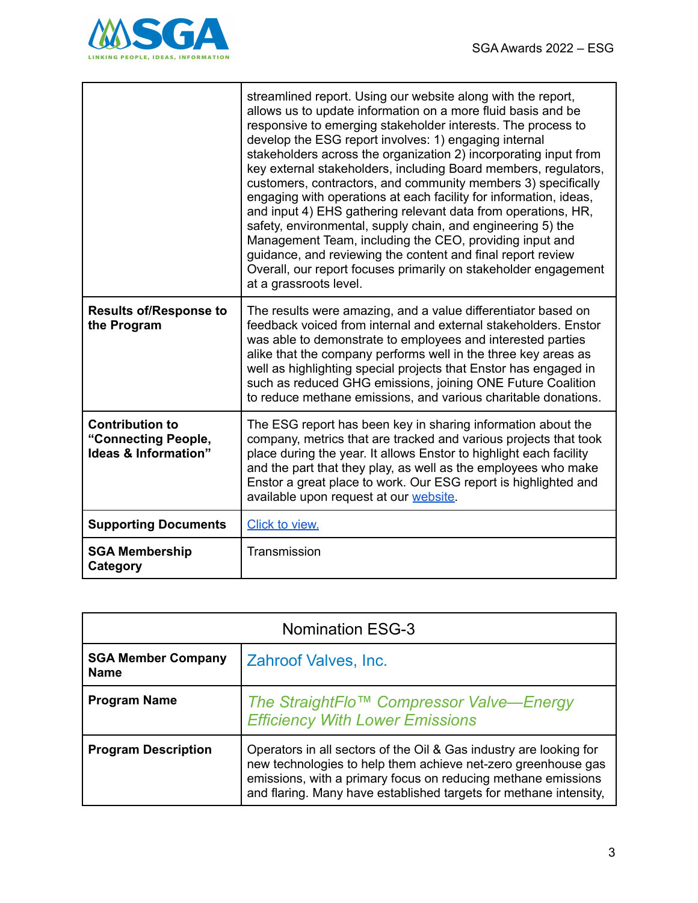| | |
|---|---|
| | streamlined report. Using our website along with the report, allows us to update information on a more fluid basis and be responsive to emerging stakeholder interests. The process to develop the ESG report involves: 1) engaging internal stakeholders across the organization 2) incorporating input from key external stakeholders, including Board members, regulators, customers, contractors, and community members 3) specifically engaging with operations at each facility for information, ideas, and input 4) EHS gathering relevant data from operations, HR, safety, environmental, supply chain, and engineering 5) the Management Team, including the CEO, providing input and guidance, and reviewing the content and final report review Overall, our report focuses primarily on stakeholder engagement at a grassroots level. |
| **Results of/Response to the Program** | The results were amazing, and a value differentiator based on feedback voiced from internal and external stakeholders. Enstor was able to demonstrate to employees and interested parties alike that the company performs well in the three key areas as well as highlighting special projects that Enstor has engaged in such as reduced GHG emissions, joining ONE Future Coalition to reduce methane emissions, and various charitable donations. |
| **Contribution to "Connecting People, Ideas & Information"** | The ESG report has been key in sharing information about the company, metrics that are tracked and various projects that took place during the year. It allows Enstor to highlight each facility and the part that they play, as well as the employees who make Enstor a great place to work. Our ESG report is highlighted and available upon request at our website. |
| **Supporting Documents** | Click to view. |
| **SGA Membership Category** | Transmission |

| Nomination ESG-3 | |
|---|---|
| **SGA Member Company Name** | Zahroof Valves, Inc. |
| **Program Name** | *The StraightFlo™ Compressor Valve—Energy Efficiency With Lower Emissions* |
| **Program Description** | Operators in all sectors of the Oil & Gas industry are looking for new technologies to help them achieve net-zero greenhouse gas emissions, with a primary focus on reducing methane emissions and flaring. Many have established targets for methane intensity, |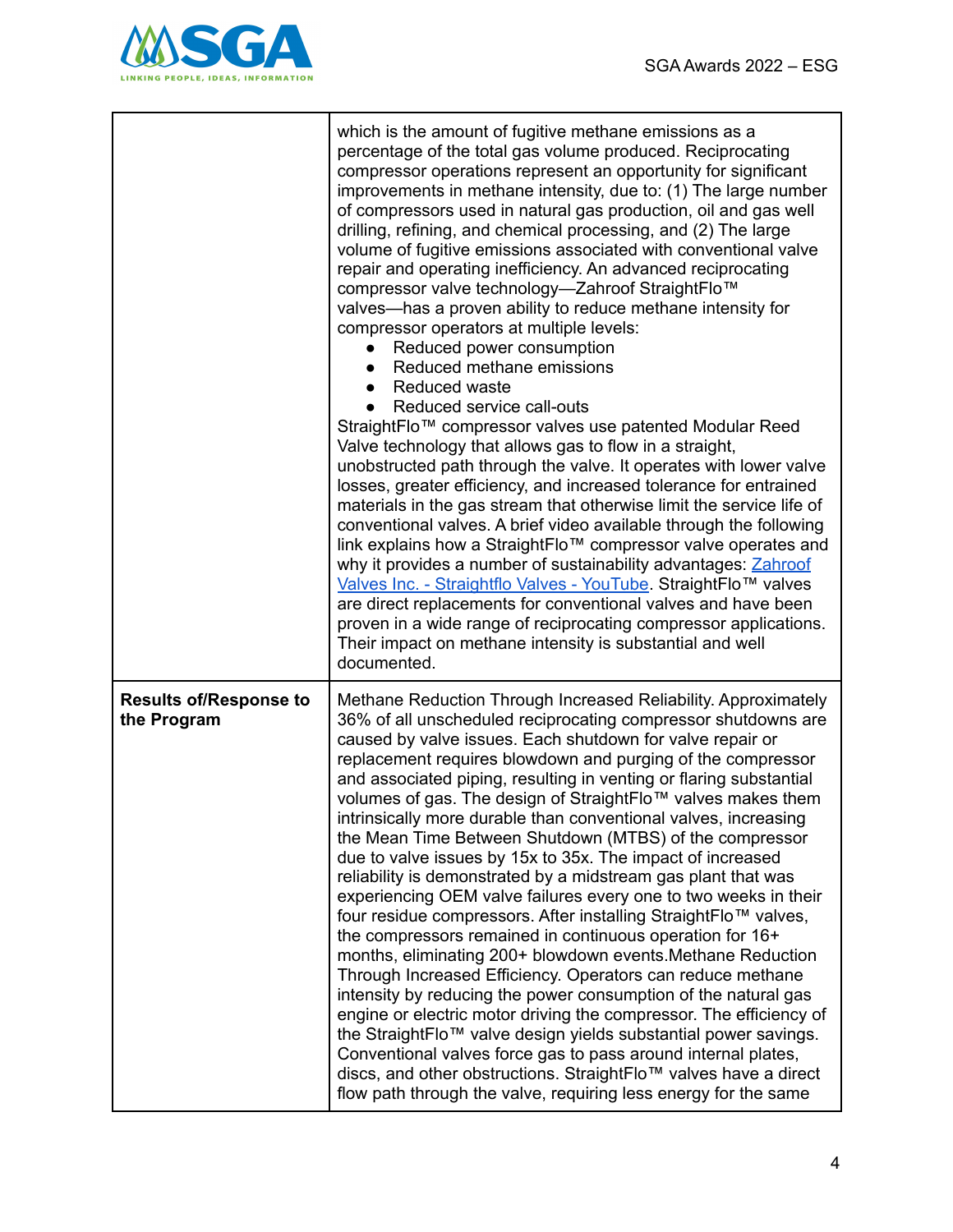| | |
|---|---|
| | which is the amount of fugitive methane emissions as a percentage of the total gas volume produced. Reciprocating compressor operations represent an opportunity for significant improvements in methane intensity, due to: (1) The large number of compressors used in natural gas production, oil and gas well drilling, refining, and chemical processing, and (2) The large volume of fugitive emissions associated with conventional valve repair and operating inefficiency. An advanced reciprocating compressor valve technology—Zahroof StraightFlo™ valves—has a proven ability to reduce methane intensity for compressor operators at multiple levels:<br>● Reduced power consumption<br>● Reduced methane emissions<br>● Reduced waste<br>● Reduced service call-outs<br>StraightFlo™ compressor valves use patented Modular Reed Valve technology that allows gas to flow in a straight, unobstructed path through the valve. It operates with lower valve losses, greater efficiency, and increased tolerance for entrained materials in the gas stream that otherwise limit the service life of conventional valves. A brief video available through the following link explains how a StraightFlo™ compressor valve operates and why it provides a number of sustainability advantages: Zahroof Valves Inc. - Straightflo Valves - YouTube. StraightFlo™ valves are direct replacements for conventional valves and have been proven in a wide range of reciprocating compressor applications. Their impact on methane intensity is substantial and well documented. |
| **Results of/Response to the Program** | Methane Reduction Through Increased Reliability. Approximately 36% of all unscheduled reciprocating compressor shutdowns are caused by valve issues. Each shutdown for valve repair or replacement requires blowdown and purging of the compressor and associated piping, resulting in venting or flaring substantial volumes of gas. The design of StraightFlo™ valves makes them intrinsically more durable than conventional valves, increasing the Mean Time Between Shutdown (MTBS) of the compressor due to valve issues by 15x to 35x. The impact of increased reliability is demonstrated by a midstream gas plant that was experiencing OEM valve failures every one to two weeks in their four residue compressors. After installing StraightFlo™ valves, the compressors remained in continuous operation for 16+ months, eliminating 200+ blowdown events.Methane Reduction Through Increased Efficiency. Operators can reduce methane intensity by reducing the power consumption of the natural gas engine or electric motor driving the compressor. The efficiency of the StraightFlo™ valve design yields substantial power savings. Conventional valves force gas to pass around internal plates, discs, and other obstructions. StraightFlo™ valves have a direct flow path through the valve, requiring less energy for the same |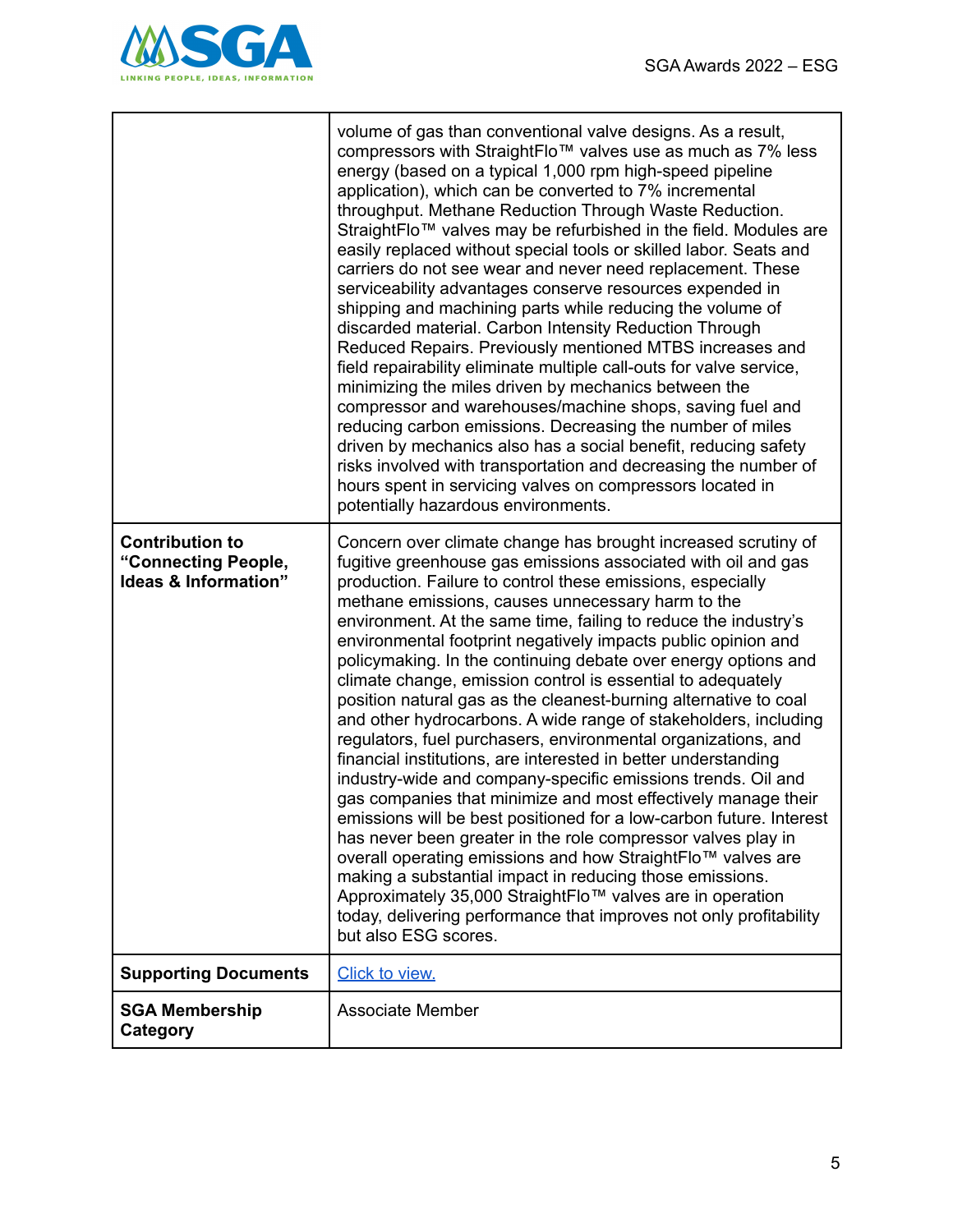| | |
|---|---|
| | volume of gas than conventional valve designs. As a result, compressors with StraightFlo™ valves use as much as 7% less energy (based on a typical 1,000 rpm high-speed pipeline application), which can be converted to 7% incremental throughput. Methane Reduction Through Waste Reduction. StraightFlo™ valves may be refurbished in the field. Modules are easily replaced without special tools or skilled labor. Seats and carriers do not see wear and never need replacement. These serviceability advantages conserve resources expended in shipping and machining parts while reducing the volume of discarded material. Carbon Intensity Reduction Through Reduced Repairs. Previously mentioned MTBS increases and field repairability eliminate multiple call-outs for valve service, minimizing the miles driven by mechanics between the compressor and warehouses/machine shops, saving fuel and reducing carbon emissions. Decreasing the number of miles driven by mechanics also has a social benefit, reducing safety risks involved with transportation and decreasing the number of hours spent in servicing valves on compressors located in potentially hazardous environments. |
| **Contribution to "Connecting People, Ideas & Information"** | Concern over climate change has brought increased scrutiny of fugitive greenhouse gas emissions associated with oil and gas production. Failure to control these emissions, especially methane emissions, causes unnecessary harm to the environment. At the same time, failing to reduce the industry's environmental footprint negatively impacts public opinion and policymaking. In the continuing debate over energy options and climate change, emission control is essential to adequately position natural gas as the cleanest-burning alternative to coal and other hydrocarbons. A wide range of stakeholders, including regulators, fuel purchasers, environmental organizations, and financial institutions, are interested in better understanding industry-wide and company-specific emissions trends. Oil and gas companies that minimize and most effectively manage their emissions will be best positioned for a low-carbon future. Interest has never been greater in the role compressor valves play in overall operating emissions and how StraightFlo™ valves are making a substantial impact in reducing those emissions. Approximately 35,000 StraightFlo™ valves are in operation today, delivering performance that improves not only profitability but also ESG scores. |
| **Supporting Documents** | Click to view. |
| **SGA Membership Category** | Associate Member |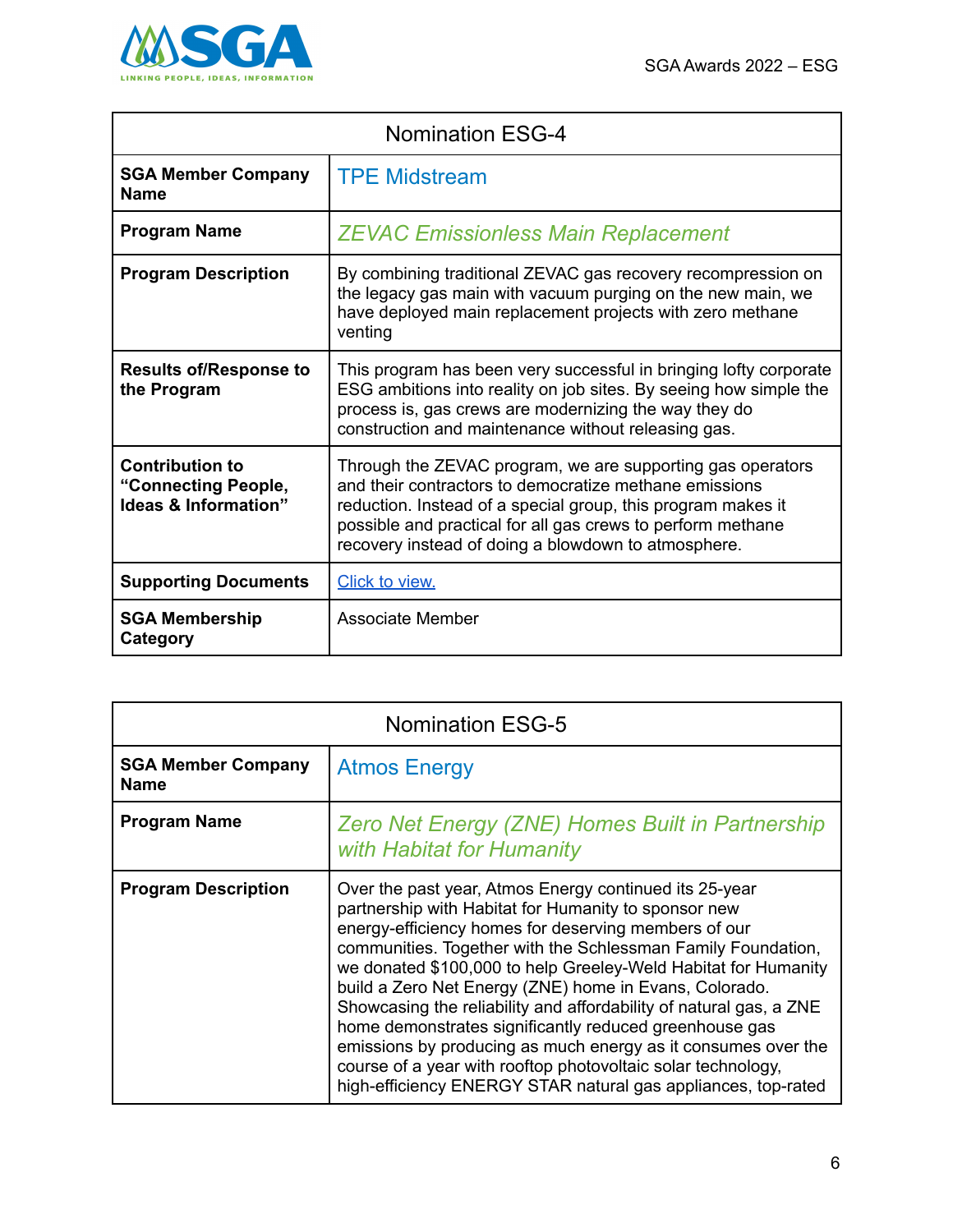| Nomination ESG-4 | |
|---|---|
| **SGA Member Company Name** | TPE Midstream |
| **Program Name** | *ZEVAC Emissionless Main Replacement* |
| **Program Description** | By combining traditional ZEVAC gas recovery recompression on the legacy gas main with vacuum purging on the new main, we have deployed main replacement projects with zero methane venting |
| **Results of/Response to the Program** | This program has been very successful in bringing lofty corporate ESG ambitions into reality on job sites. By seeing how simple the process is, gas crews are modernizing the way they do construction and maintenance without releasing gas. |
| **Contribution to "Connecting People, Ideas & Information"** | Through the ZEVAC program, we are supporting gas operators and their contractors to democratize methane emissions reduction. Instead of a special group, this program makes it possible and practical for all gas crews to perform methane recovery instead of doing a blowdown to atmosphere. |
| **Supporting Documents** | Click to view. |
| **SGA Membership Category** | Associate Member |

| Nomination ESG-5 | |
|---|---|
| **SGA Member Company Name** | Atmos Energy |
| **Program Name** | *Zero Net Energy (ZNE) Homes Built in Partnership with Habitat for Humanity* |
| **Program Description** | Over the past year, Atmos Energy continued its 25-year partnership with Habitat for Humanity to sponsor new energy-efficiency homes for deserving members of our communities. Together with the Schlessman Family Foundation, we donated $100,000 to help Greeley-Weld Habitat for Humanity build a Zero Net Energy (ZNE) home in Evans, Colorado. Showcasing the reliability and affordability of natural gas, a ZNE home demonstrates significantly reduced greenhouse gas emissions by producing as much energy as it consumes over the course of a year with rooftop photovoltaic solar technology, high-efficiency ENERGY STAR natural gas appliances, top-rated |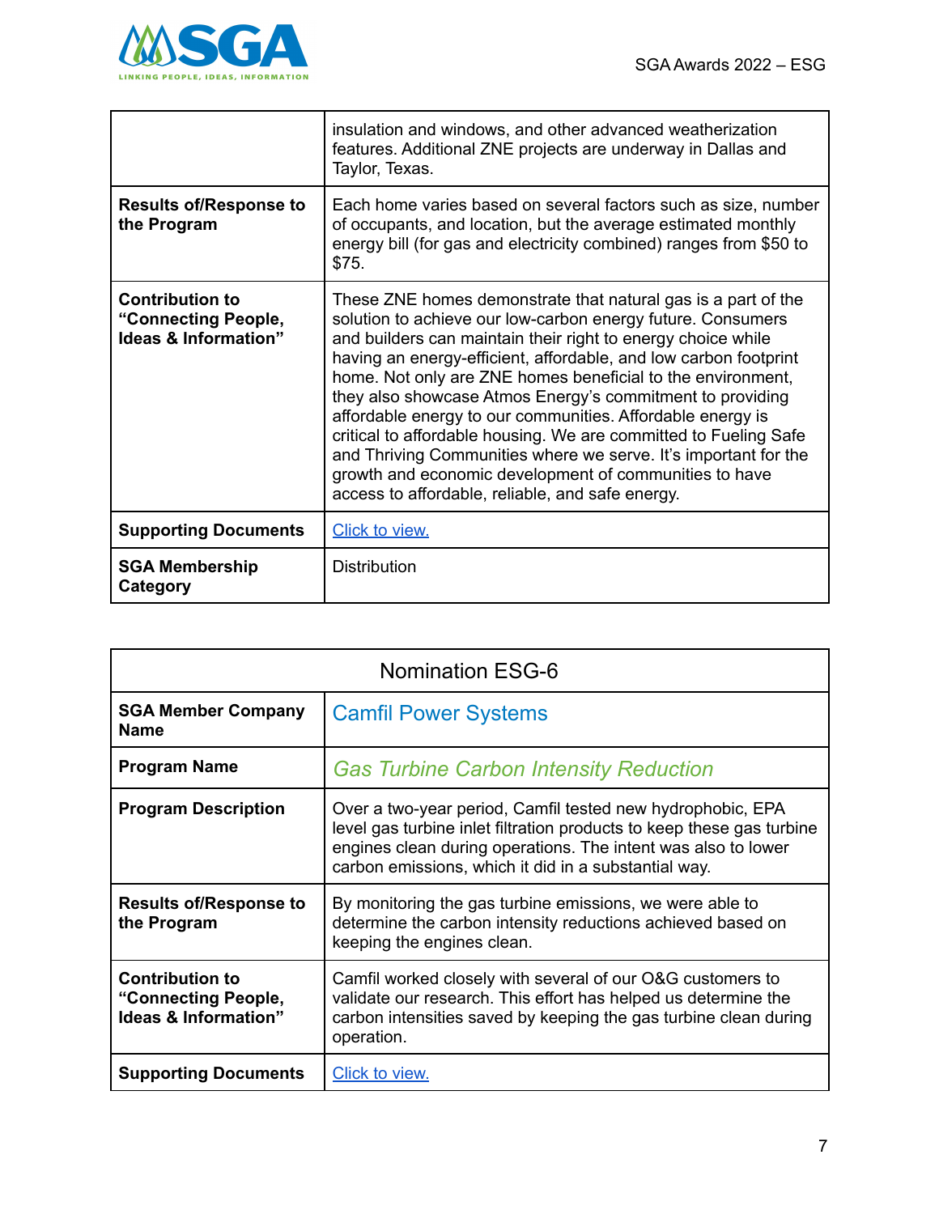| | |
|---|---|
| | insulation and windows, and other advanced weatherization features. Additional ZNE projects are underway in Dallas and Taylor, Texas. |
| **Results of/Response to the Program** | Each home varies based on several factors such as size, number of occupants, and location, but the average estimated monthly energy bill (for gas and electricity combined) ranges from $50 to $75. |
| **Contribution to "Connecting People, Ideas & Information"** | These ZNE homes demonstrate that natural gas is a part of the solution to achieve our low-carbon energy future. Consumers and builders can maintain their right to energy choice while having an energy-efficient, affordable, and low carbon footprint home. Not only are ZNE homes beneficial to the environment, they also showcase Atmos Energy's commitment to providing affordable energy to our communities. Affordable energy is critical to affordable housing. We are committed to Fueling Safe and Thriving Communities where we serve. It's important for the growth and economic development of communities to have access to affordable, reliable, and safe energy. |
| **Supporting Documents** | Click to view. |
| **SGA Membership Category** | Distribution |

| Nomination ESG-6 | |
|---|---|
| **SGA Member Company Name** | Camfil Power Systems |
| **Program Name** | *Gas Turbine Carbon Intensity Reduction* |
| **Program Description** | Over a two-year period, Camfil tested new hydrophobic, EPA level gas turbine inlet filtration products to keep these gas turbine engines clean during operations. The intent was also to lower carbon emissions, which it did in a substantial way. |
| **Results of/Response to the Program** | By monitoring the gas turbine emissions, we were able to determine the carbon intensity reductions achieved based on keeping the engines clean. |
| **Contribution to "Connecting People, Ideas & Information"** | Camfil worked closely with several of our O&G customers to validate our research. This effort has helped us determine the carbon intensities saved by keeping the gas turbine clean during operation. |
| **Supporting Documents** | Click to view. |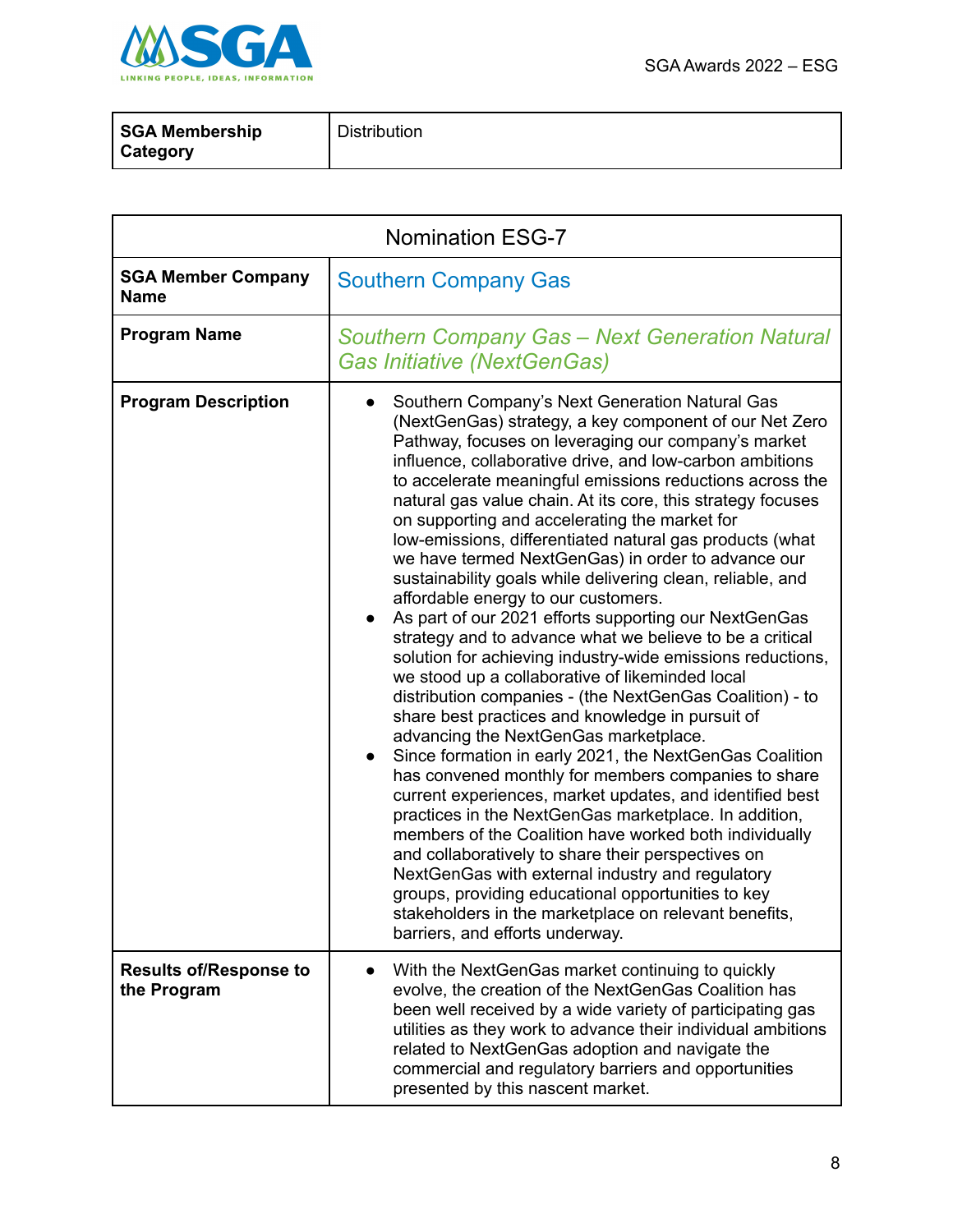| SGA Membership Category | Distribution |
|---|---|

| Nomination ESG-7 | |
|---|---|
| **SGA Member Company Name** | Southern Company Gas |
| **Program Name** | *Southern Company Gas – Next Generation Natural Gas Initiative (NextGenGas)* |
| **Program Description** | • Southern Company's Next Generation Natural Gas (NextGenGas) strategy, a key component of our Net Zero Pathway, focuses on leveraging our company's market influence, collaborative drive, and low-carbon ambitions to accelerate meaningful emissions reductions across the natural gas value chain. At its core, this strategy focuses on supporting and accelerating the market for low-emissions, differentiated natural gas products (what we have termed NextGenGas) in order to advance our sustainability goals while delivering clean, reliable, and affordable energy to our customers.<br>• As part of our 2021 efforts supporting our NextGenGas strategy and to advance what we believe to be a critical solution for achieving industry-wide emissions reductions, we stood up a collaborative of likeminded local distribution companies - (the NextGenGas Coalition) - to share best practices and knowledge in pursuit of advancing the NextGenGas marketplace.<br>• Since formation in early 2021, the NextGenGas Coalition has convened monthly for members companies to share current experiences, market updates, and identified best practices in the NextGenGas marketplace. In addition, members of the Coalition have worked both individually and collaboratively to share their perspectives on NextGenGas with external industry and regulatory groups, providing educational opportunities to key stakeholders in the marketplace on relevant benefits, barriers, and efforts underway. |
| **Results of/Response to the Program** | • With the NextGenGas market continuing to quickly evolve, the creation of the NextGenGas Coalition has been well received by a wide variety of participating gas utilities as they work to advance their individual ambitions related to NextGenGas adoption and navigate the commercial and regulatory barriers and opportunities presented by this nascent market. |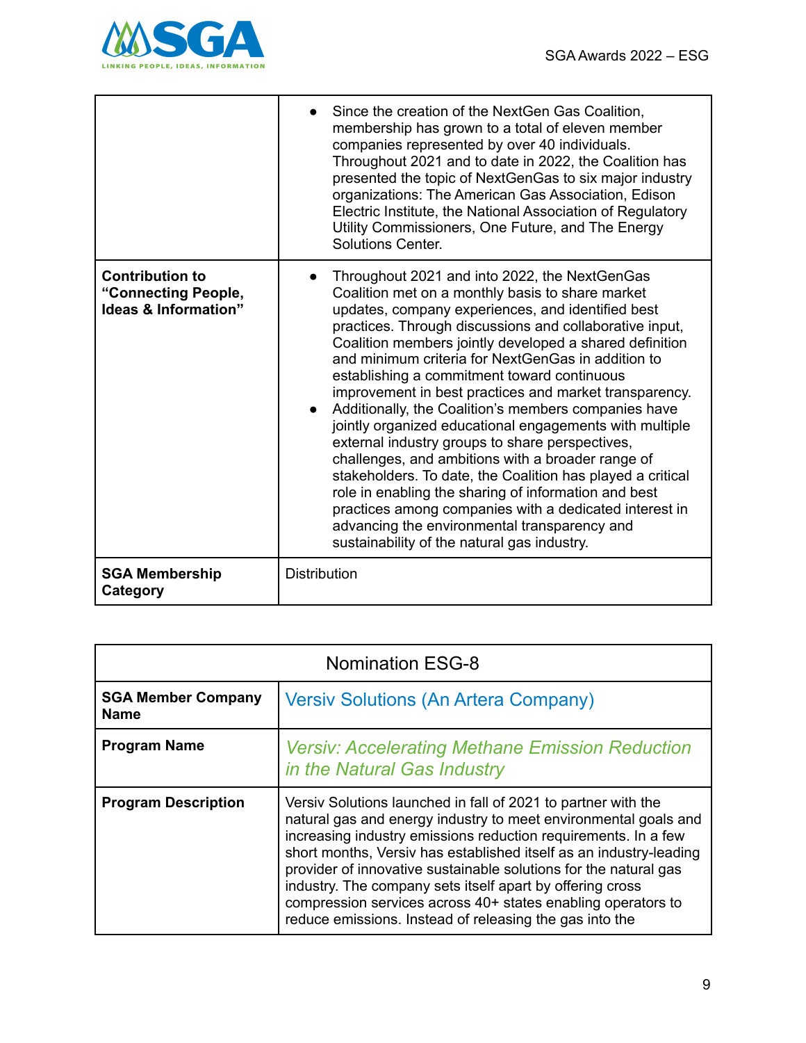| | |
|---|---|
| | • Since the creation of the NextGen Gas Coalition, membership has grown to a total of eleven member companies represented by over 40 individuals. Throughout 2021 and to date in 2022, the Coalition has presented the topic of NextGenGas to six major industry organizations: The American Gas Association, Edison Electric Institute, the National Association of Regulatory Utility Commissioners, One Future, and The Energy Solutions Center. |
| **Contribution to "Connecting People, Ideas & Information"** | • Throughout 2021 and into 2022, the NextGenGas Coalition met on a monthly basis to share market updates, company experiences, and identified best practices. Through discussions and collaborative input, Coalition members jointly developed a shared definition and minimum criteria for NextGenGas in addition to establishing a commitment toward continuous improvement in best practices and market transparency. <br>• Additionally, the Coalition's members companies have jointly organized educational engagements with multiple external industry groups to share perspectives, challenges, and ambitions with a broader range of stakeholders. To date, the Coalition has played a critical role in enabling the sharing of information and best practices among companies with a dedicated interest in advancing the environmental transparency and sustainability of the natural gas industry. |
| **SGA Membership Category** | Distribution |

| Nomination ESG-8 | |
|---|---|
| **SGA Member Company Name** | Versiv Solutions (An Artera Company) |
| **Program Name** | *Versiv: Accelerating Methane Emission Reduction in the Natural Gas Industry* |
| **Program Description** | Versiv Solutions launched in fall of 2021 to partner with the natural gas and energy industry to meet environmental goals and increasing industry emissions reduction requirements. In a few short months, Versiv has established itself as an industry-leading provider of innovative sustainable solutions for the natural gas industry. The company sets itself apart by offering cross compression services across 40+ states enabling operators to reduce emissions. Instead of releasing the gas into the |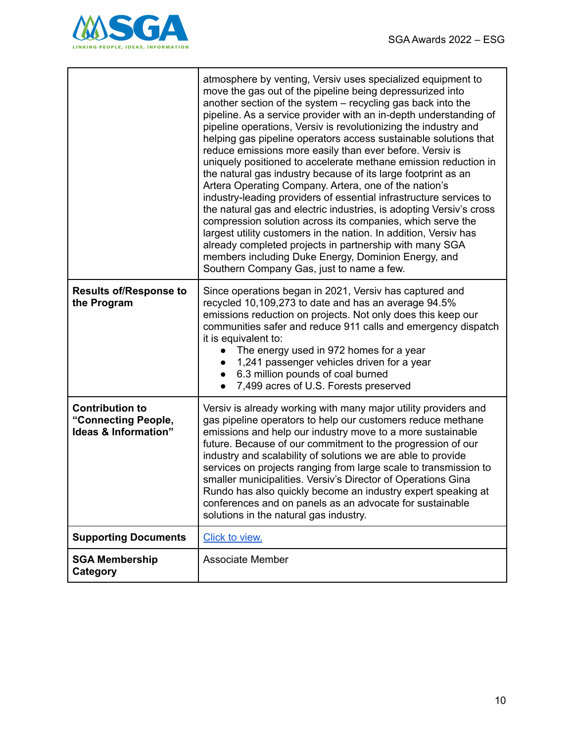| | |
|---|---|
| | atmosphere by venting, Versiv uses specialized equipment to move the gas out of the pipeline being depressurized into another section of the system – recycling gas back into the pipeline. As a service provider with an in-depth understanding of pipeline operations, Versiv is revolutionizing the industry and helping gas pipeline operators access sustainable solutions that reduce emissions more easily than ever before. Versiv is uniquely positioned to accelerate methane emission reduction in the natural gas industry because of its large footprint as an Artera Operating Company. Artera, one of the nation's industry-leading providers of essential infrastructure services to the natural gas and electric industries, is adopting Versiv's cross compression solution across its companies, which serve the largest utility customers in the nation. In addition, Versiv has already completed projects in partnership with many SGA members including Duke Energy, Dominion Energy, and Southern Company Gas, just to name a few. |
| **Results of/Response to the Program** | Since operations began in 2021, Versiv has captured and recycled 10,109,273 to date and has an average 94.5% emissions reduction on projects. Not only does this keep our communities safer and reduce 911 calls and emergency dispatch it is equivalent to:<br>• The energy used in 972 homes for a year<br>• 1,241 passenger vehicles driven for a year<br>• 6.3 million pounds of coal burned<br>• 7,499 acres of U.S. Forests preserved |
| **Contribution to "Connecting People, Ideas & Information"** | Versiv is already working with many major utility providers and gas pipeline operators to help our customers reduce methane emissions and help our industry move to a more sustainable future. Because of our commitment to the progression of our industry and scalability of solutions we are able to provide services on projects ranging from large scale to transmission to smaller municipalities. Versiv's Director of Operations Gina Rundo has also quickly become an industry expert speaking at conferences and on panels as an advocate for sustainable solutions in the natural gas industry. |
| **Supporting Documents** | Click to view. |
| **SGA Membership Category** | Associate Member |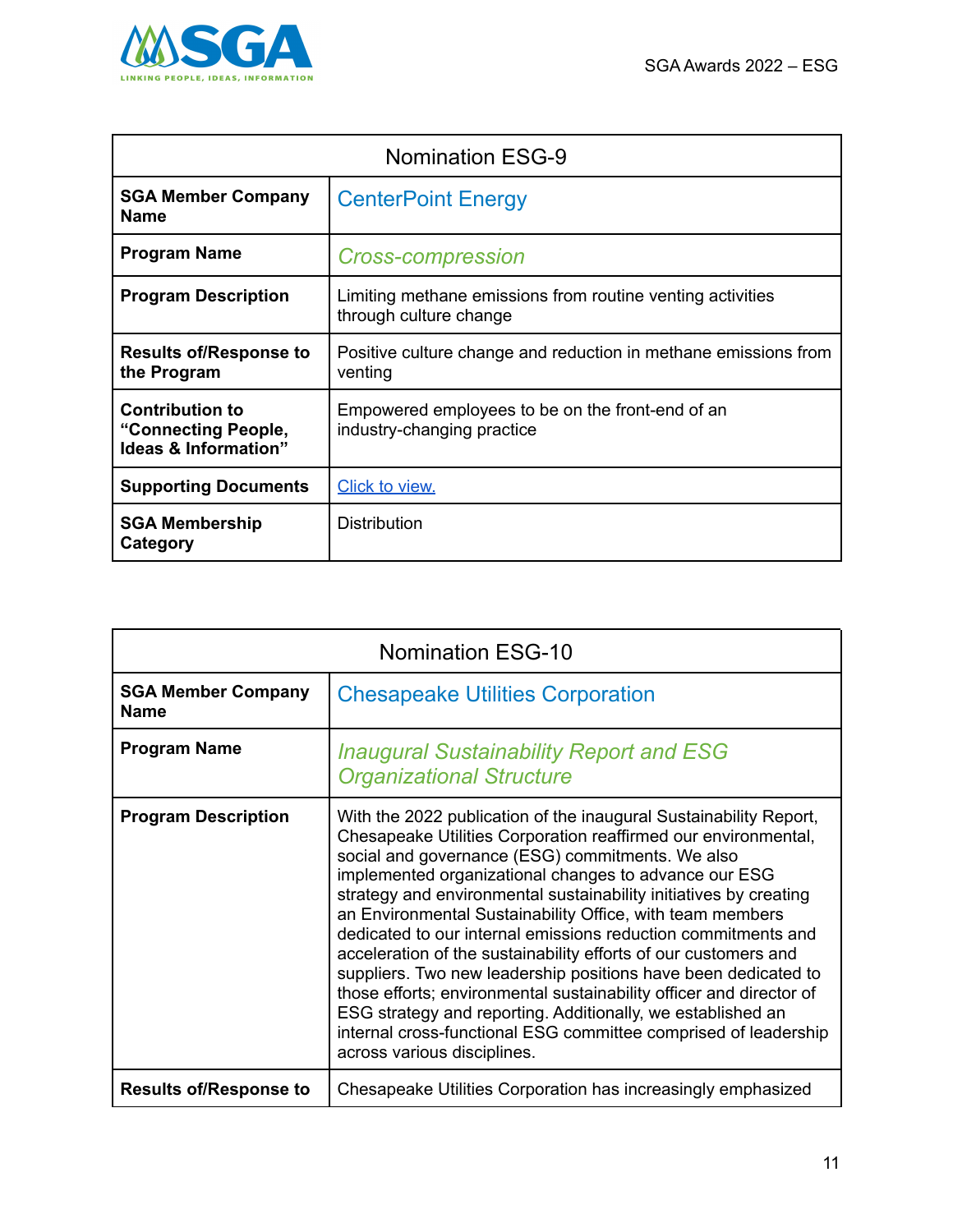| Nomination ESG-9 | |
|---|---|
| **SGA Member Company Name** | CenterPoint Energy |
| **Program Name** | *Cross-compression* |
| **Program Description** | Limiting methane emissions from routine venting activities through culture change |
| **Results of/Response to the Program** | Positive culture change and reduction in methane emissions from venting |
| **Contribution to "Connecting People, Ideas & Information"** | Empowered employees to be on the front-end of an industry-changing practice |
| **Supporting Documents** | Click to view. |
| **SGA Membership Category** | Distribution |

| Nomination ESG-10 | |
|---|---|
| **SGA Member Company Name** | Chesapeake Utilities Corporation |
| **Program Name** | *Inaugural Sustainability Report and ESG Organizational Structure* |
| **Program Description** | With the 2022 publication of the inaugural Sustainability Report, Chesapeake Utilities Corporation reaffirmed our environmental, social and governance (ESG) commitments. We also implemented organizational changes to advance our ESG strategy and environmental sustainability initiatives by creating an Environmental Sustainability Office, with team members dedicated to our internal emissions reduction commitments and acceleration of the sustainability efforts of our customers and suppliers. Two new leadership positions have been dedicated to those efforts; environmental sustainability officer and director of ESG strategy and reporting. Additionally, we established an internal cross-functional ESG committee comprised of leadership across various disciplines. |
| **Results of/Response to** | Chesapeake Utilities Corporation has increasingly emphasized |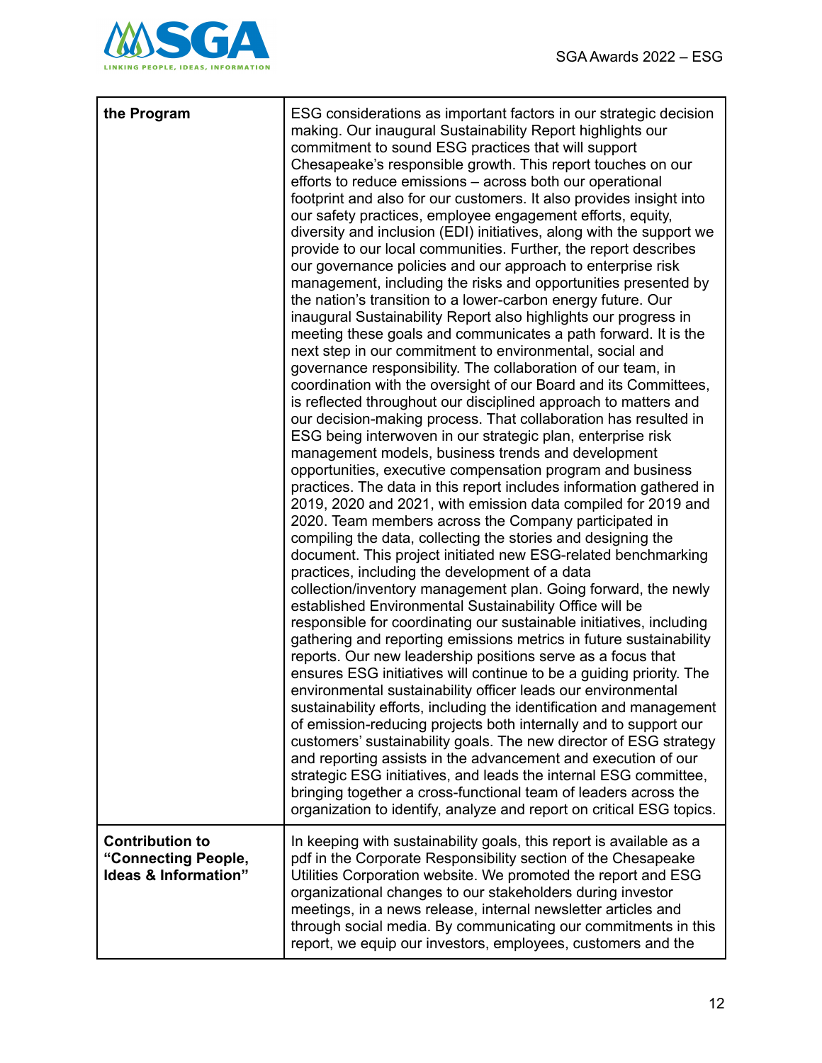| the Program | ESG considerations as important factors in our strategic decision making. Our inaugural Sustainability Report highlights our commitment to sound ESG practices that will support Chesapeake's responsible growth. This report touches on our efforts to reduce emissions – across both our operational footprint and also for our customers. It also provides insight into our safety practices, employee engagement efforts, equity, diversity and inclusion (EDI) initiatives, along with the support we provide to our local communities. Further, the report describes our governance policies and our approach to enterprise risk management, including the risks and opportunities presented by the nation's transition to a lower-carbon energy future. Our inaugural Sustainability Report also highlights our progress in meeting these goals and communicates a path forward. It is the next step in our commitment to environmental, social and governance responsibility. The collaboration of our team, in coordination with the oversight of our Board and its Committees, is reflected throughout our disciplined approach to matters and our decision-making process. That collaboration has resulted in ESG being interwoven in our strategic plan, enterprise risk management models, business trends and development opportunities, executive compensation program and business practices. The data in this report includes information gathered in 2019, 2020 and 2021, with emission data compiled for 2019 and 2020. Team members across the Company participated in compiling the data, collecting the stories and designing the document. This project initiated new ESG-related benchmarking practices, including the development of a data collection/inventory management plan. Going forward, the newly established Environmental Sustainability Office will be responsible for coordinating our sustainable initiatives, including gathering and reporting emissions metrics in future sustainability reports. Our new leadership positions serve as a focus that ensures ESG initiatives will continue to be a guiding priority. The environmental sustainability officer leads our environmental sustainability efforts, including the identification and management of emission-reducing projects both internally and to support our customers' sustainability goals. The new director of ESG strategy and reporting assists in the advancement and execution of our strategic ESG initiatives, and leads the internal ESG committee, bringing together a cross-functional team of leaders across the organization to identify, analyze and report on critical ESG topics. |
|---|---|
| **Contribution to "Connecting People, Ideas & Information"** | In keeping with sustainability goals, this report is available as a pdf in the Corporate Responsibility section of the Chesapeake Utilities Corporation website. We promoted the report and ESG organizational changes to our stakeholders during investor meetings, in a news release, internal newsletter articles and through social media. By communicating our commitments in this report, we equip our investors, employees, customers and the |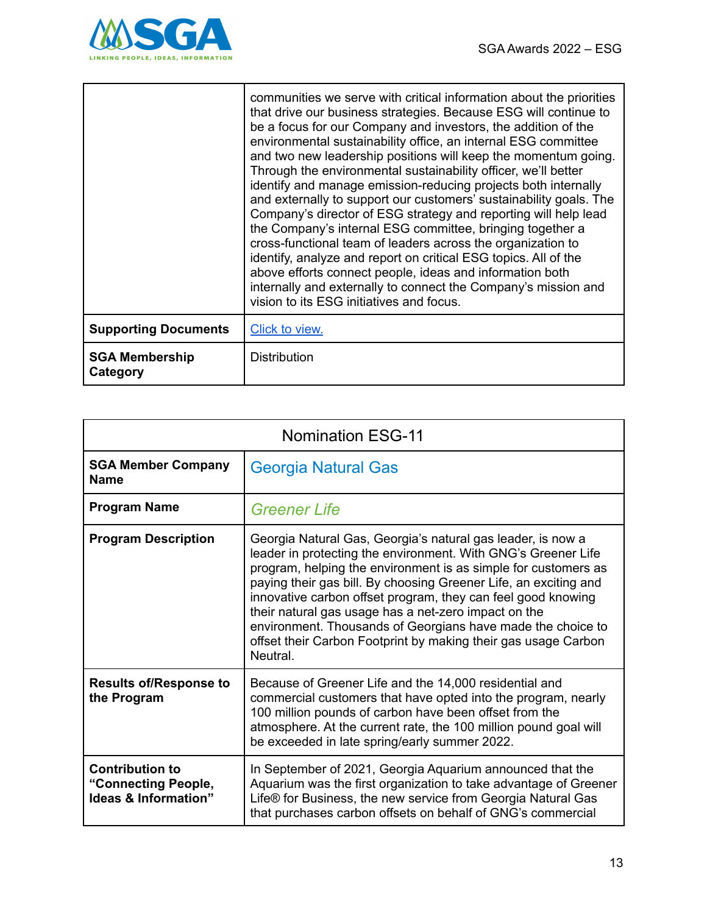| | |
|---|---|
| | communities we serve with critical information about the priorities that drive our business strategies. Because ESG will continue to be a focus for our Company and investors, the addition of the environmental sustainability office, an internal ESG committee and two new leadership positions will keep the momentum going. Through the environmental sustainability officer, we'll better identify and manage emission-reducing projects both internally and externally to support our customers' sustainability goals. The Company's director of ESG strategy and reporting will help lead the Company's internal ESG committee, bringing together a cross-functional team of leaders across the organization to identify, analyze and report on critical ESG topics. All of the above efforts connect people, ideas and information both internally and externally to connect the Company's mission and vision to its ESG initiatives and focus. |
| **Supporting Documents** | Click to view. |
| **SGA Membership Category** | Distribution |

| Nomination ESG-11 | |
|---|---|
| **SGA Member Company Name** | Georgia Natural Gas |
| **Program Name** | *Greener Life* |
| **Program Description** | Georgia Natural Gas, Georgia's natural gas leader, is now a leader in protecting the environment. With GNG's Greener Life program, helping the environment is as simple for customers as paying their gas bill. By choosing Greener Life, an exciting and innovative carbon offset program, they can feel good knowing their natural gas usage has a net-zero impact on the environment. Thousands of Georgians have made the choice to offset their Carbon Footprint by making their gas usage Carbon Neutral. |
| **Results of/Response to the Program** | Because of Greener Life and the 14,000 residential and commercial customers that have opted into the program, nearly 100 million pounds of carbon have been offset from the atmosphere. At the current rate, the 100 million pound goal will be exceeded in late spring/early summer 2022. |
| **Contribution to "Connecting People, Ideas & Information"** | In September of 2021, Georgia Aquarium announced that the Aquarium was the first organization to take advantage of Greener Life® for Business, the new service from Georgia Natural Gas that purchases carbon offsets on behalf of GNG's commercial |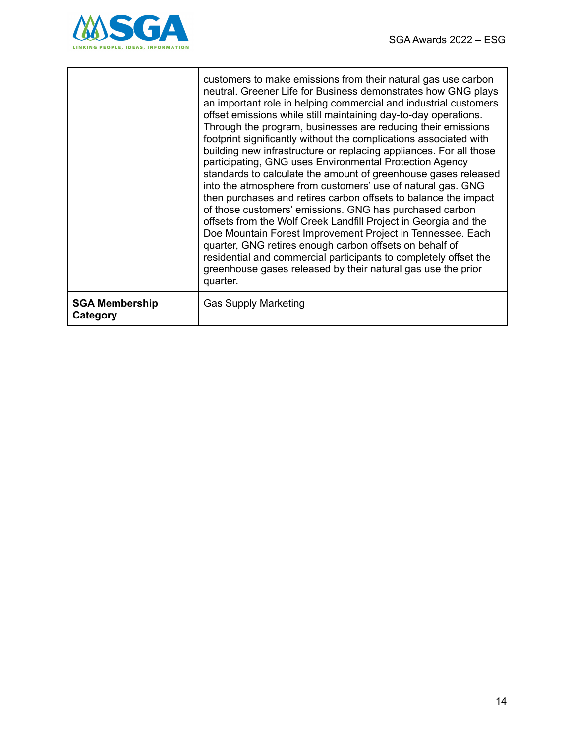| | |
|---|---|
| | customers to make emissions from their natural gas use carbon neutral. Greener Life for Business demonstrates how GNG plays an important role in helping commercial and industrial customers offset emissions while still maintaining day-to-day operations. Through the program, businesses are reducing their emissions footprint significantly without the complications associated with building new infrastructure or replacing appliances. For all those participating, GNG uses Environmental Protection Agency standards to calculate the amount of greenhouse gases released into the atmosphere from customers' use of natural gas. GNG then purchases and retires carbon offsets to balance the impact of those customers' emissions. GNG has purchased carbon offsets from the Wolf Creek Landfill Project in Georgia and the Doe Mountain Forest Improvement Project in Tennessee. Each quarter, GNG retires enough carbon offsets on behalf of residential and commercial participants to completely offset the greenhouse gases released by their natural gas use the prior quarter. |
| **SGA Membership Category** | Gas Supply Marketing |